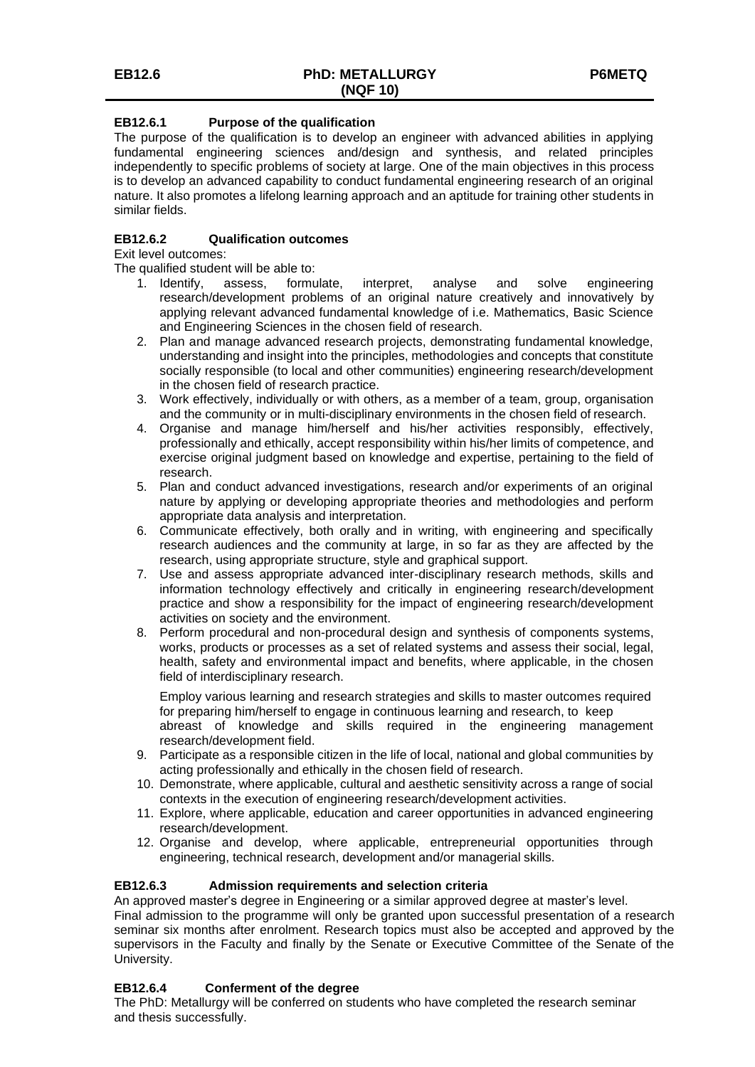# EB12.6 PhD: METALLURGY (NQF 10) P6METQ

## EB12.6.1 Purpose of the qualification

The purpose of the qualification is to develop an engineer with advanced abilities in applying fundamental engineering sciences and/design and synthesis, and related principles independently to specific problems of society at large. One of the main objectives in this process is to develop an advanced capability to conduct fundamental engineering research of an original nature. It also promotes a lifelong learning approach and an aptitude for training other students in similar fields.

## EB12.6.2 Qualification outcomes

Exit level outcomes:

The qualified student will be able to:

1. Identify, assess, formulate, interpret, analyse and solve engineering research/development problems of an original nature creatively and innovatively by applying relevant advanced fundamental knowledge of i.e. Mathematics, Basic Science and Engineering Sciences in the chosen field of research.
2. Plan and manage advanced research projects, demonstrating fundamental knowledge, understanding and insight into the principles, methodologies and concepts that constitute socially responsible (to local and other communities) engineering research/development in the chosen field of research practice.
3. Work effectively, individually or with others, as a member of a team, group, organisation and the community or in multi-disciplinary environments in the chosen field of research.
4. Organise and manage him/herself and his/her activities responsibly, effectively, professionally and ethically, accept responsibility within his/her limits of competence, and exercise original judgment based on knowledge and expertise, pertaining to the field of research.
5. Plan and conduct advanced investigations, research and/or experiments of an original nature by applying or developing appropriate theories and methodologies and perform appropriate data analysis and interpretation.
6. Communicate effectively, both orally and in writing, with engineering and specifically research audiences and the community at large, in so far as they are affected by the research, using appropriate structure, style and graphical support.
7. Use and assess appropriate advanced inter-disciplinary research methods, skills and information technology effectively and critically in engineering research/development practice and show a responsibility for the impact of engineering research/development activities on society and the environment.
8. Perform procedural and non-procedural design and synthesis of components systems, works, products or processes as a set of related systems and assess their social, legal, health, safety and environmental impact and benefits, where applicable, in the chosen field of interdisciplinary research.

   Employ various learning and research strategies and skills to master outcomes required for preparing him/herself to engage in continuous learning and research, to keep abreast of knowledge and skills required in the engineering management research/development field.
9. Participate as a responsible citizen in the life of local, national and global communities by acting professionally and ethically in the chosen field of research.
10. Demonstrate, where applicable, cultural and aesthetic sensitivity across a range of social contexts in the execution of engineering research/development activities.
11. Explore, where applicable, education and career opportunities in advanced engineering research/development.
12. Organise and develop, where applicable, entrepreneurial opportunities through engineering, technical research, development and/or managerial skills.

## EB12.6.3 Admission requirements and selection criteria

An approved master's degree in Engineering or a similar approved degree at master's level.

Final admission to the programme will only be granted upon successful presentation of a research seminar six months after enrolment. Research topics must also be accepted and approved by the supervisors in the Faculty and finally by the Senate or Executive Committee of the Senate of the University.

## EB12.6.4 Conferment of the degree

The PhD: Metallurgy will be conferred on students who have completed the research seminar and thesis successfully.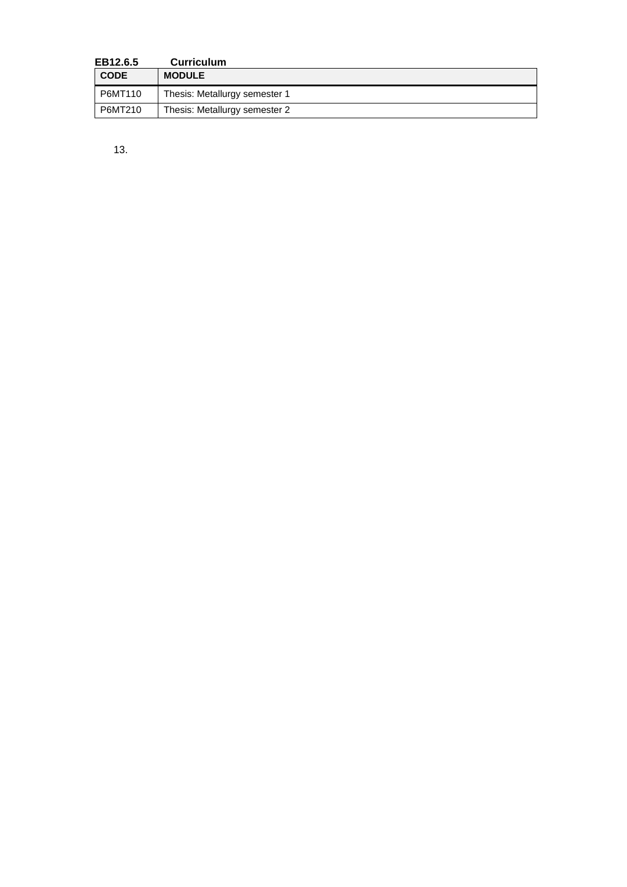### EB12.6.5 Curriculum

| CODE | MODULE |
|---|---|
| P6MT110 | Thesis: Metallurgy semester 1 |
| P6MT210 | Thesis: Metallurgy semester 2 |

13.